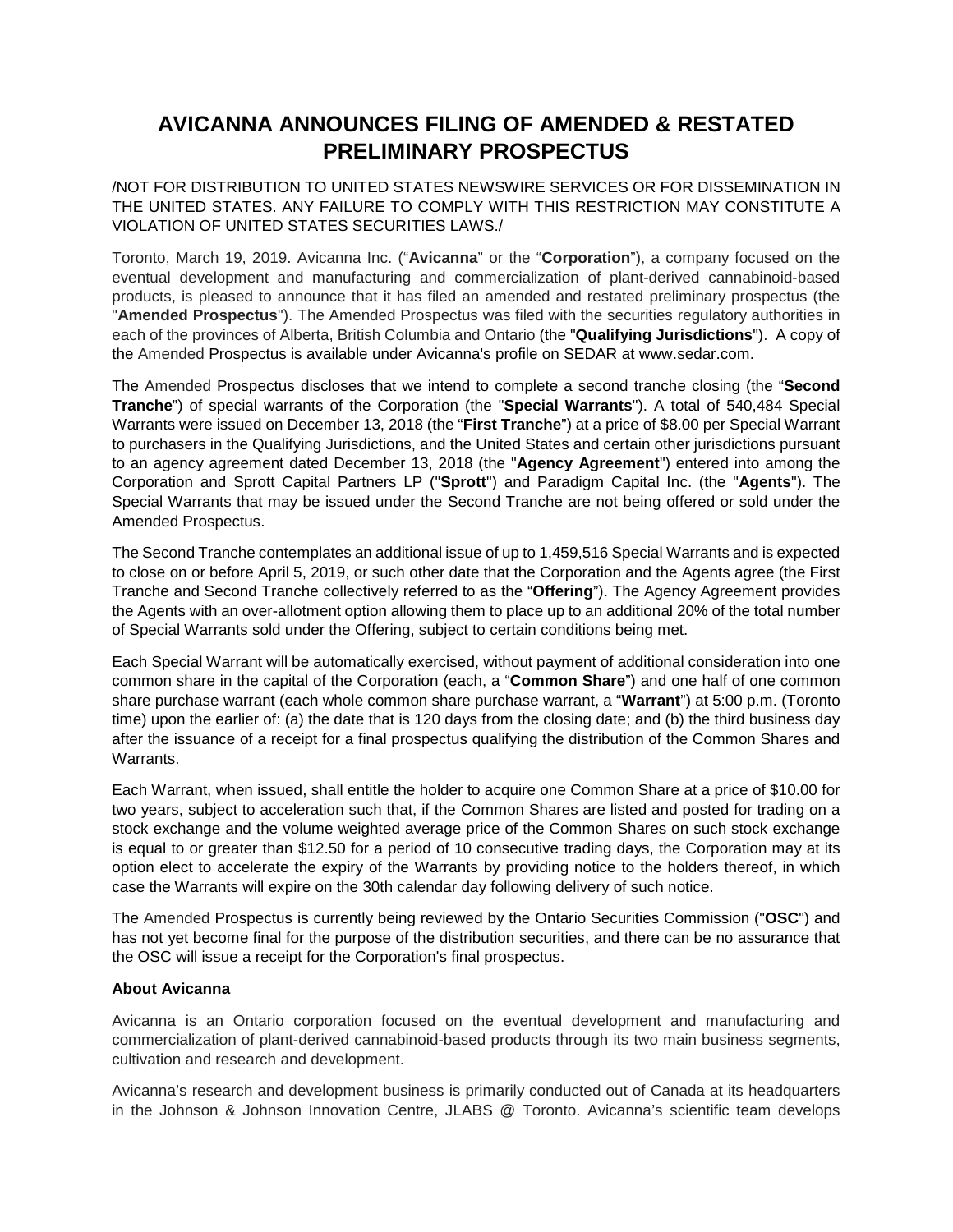# AVICANNA ANNOUNCES FILING OF AMENDED & RESTATED PRELIMINARY PROSPECTUS

/NOT FOR DISTRIBUTION TO UNITED STATES NEWSWIRE SERVICES OR FOR DISSEMINATION IN THE UNITED STATES. ANY FAILURE TO COMPLY WITH THIS RESTRICTION MAY CONSTITUTE A VIOLATION OF UNITED STATES SECURITIES LAWS./

Toronto, March 19, 2019. Avicanna Inc. ("**Avicanna**" or the "**Corporation**"), a company focused on the eventual development and manufacturing and commercialization of plant-derived cannabinoid-based products, is pleased to announce that it has filed an amended and restated preliminary prospectus (the "**Amended Prospectus**"). The Amended Prospectus was filed with the securities regulatory authorities in each of the provinces of Alberta, British Columbia and Ontario (the "**Qualifying Jurisdictions**"). A copy of the Amended Prospectus is available under Avicanna's profile on SEDAR at www.sedar.com.

The Amended Prospectus discloses that we intend to complete a second tranche closing (the "**Second Tranche**") of special warrants of the Corporation (the "**Special Warrants**"). A total of 540,484 Special Warrants were issued on December 13, 2018 (the "**First Tranche**") at a price of $8.00 per Special Warrant to purchasers in the Qualifying Jurisdictions, and the United States and certain other jurisdictions pursuant to an agency agreement dated December 13, 2018 (the "**Agency Agreement**") entered into among the Corporation and Sprott Capital Partners LP ("**Sprott**") and Paradigm Capital Inc. (the "**Agents**"). The Special Warrants that may be issued under the Second Tranche are not being offered or sold under the Amended Prospectus.

The Second Tranche contemplates an additional issue of up to 1,459,516 Special Warrants and is expected to close on or before April 5, 2019, or such other date that the Corporation and the Agents agree (the First Tranche and Second Tranche collectively referred to as the "**Offering**"). The Agency Agreement provides the Agents with an over-allotment option allowing them to place up to an additional 20% of the total number of Special Warrants sold under the Offering, subject to certain conditions being met.

Each Special Warrant will be automatically exercised, without payment of additional consideration into one common share in the capital of the Corporation (each, a "**Common Share**") and one half of one common share purchase warrant (each whole common share purchase warrant, a "**Warrant**") at 5:00 p.m. (Toronto time) upon the earlier of: (a) the date that is 120 days from the closing date; and (b) the third business day after the issuance of a receipt for a final prospectus qualifying the distribution of the Common Shares and Warrants.

Each Warrant, when issued, shall entitle the holder to acquire one Common Share at a price of $10.00 for two years, subject to acceleration such that, if the Common Shares are listed and posted for trading on a stock exchange and the volume weighted average price of the Common Shares on such stock exchange is equal to or greater than $12.50 for a period of 10 consecutive trading days, the Corporation may at its option elect to accelerate the expiry of the Warrants by providing notice to the holders thereof, in which case the Warrants will expire on the 30th calendar day following delivery of such notice.

The Amended Prospectus is currently being reviewed by the Ontario Securities Commission ("**OSC**") and has not yet become final for the purpose of the distribution securities, and there can be no assurance that the OSC will issue a receipt for the Corporation's final prospectus.

**About Avicanna**

Avicanna is an Ontario corporation focused on the eventual development and manufacturing and commercialization of plant-derived cannabinoid-based products through its two main business segments, cultivation and research and development.

Avicanna's research and development business is primarily conducted out of Canada at its headquarters in the Johnson & Johnson Innovation Centre, JLABS @ Toronto. Avicanna's scientific team develops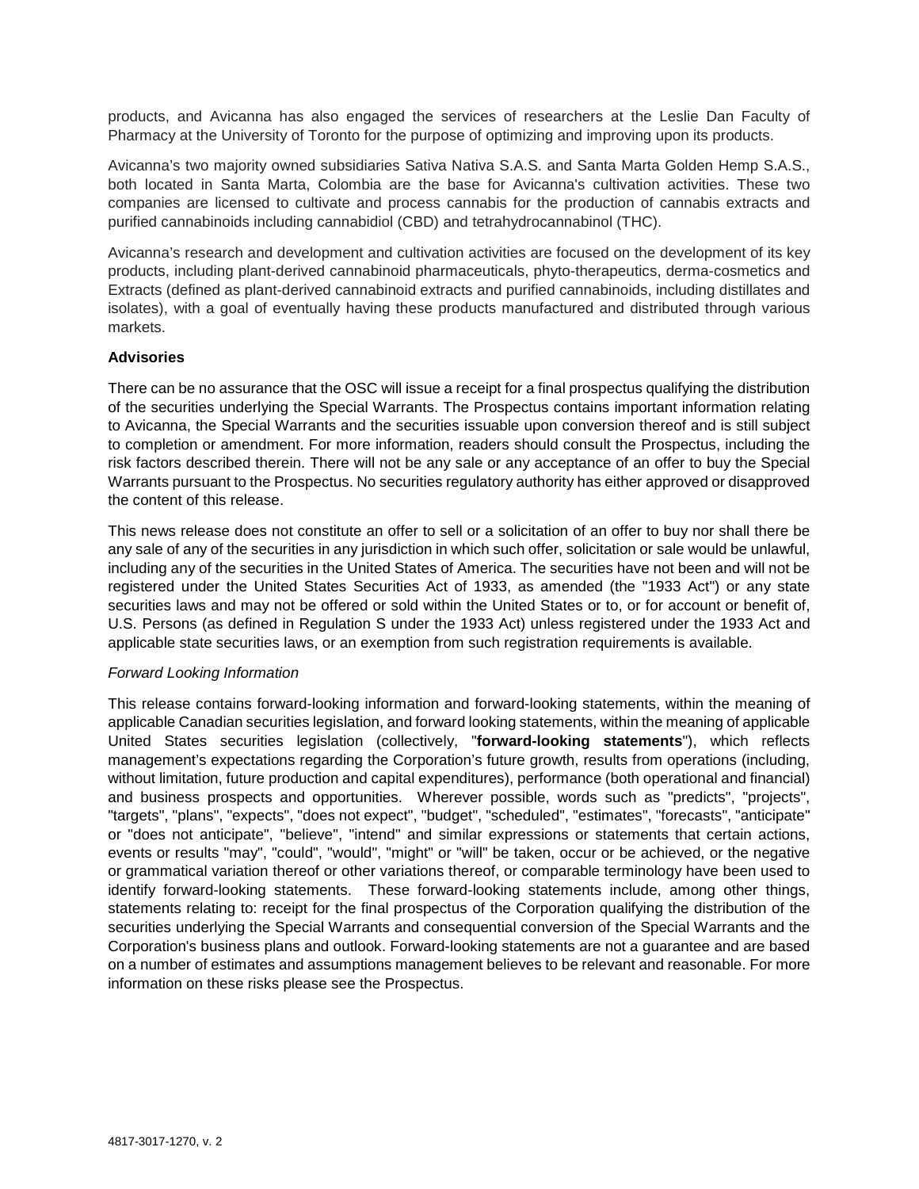products, and Avicanna has also engaged the services of researchers at the Leslie Dan Faculty of Pharmacy at the University of Toronto for the purpose of optimizing and improving upon its products.

Avicanna's two majority owned subsidiaries Sativa Nativa S.A.S. and Santa Marta Golden Hemp S.A.S., both located in Santa Marta, Colombia are the base for Avicanna's cultivation activities. These two companies are licensed to cultivate and process cannabis for the production of cannabis extracts and purified cannabinoids including cannabidiol (CBD) and tetrahydrocannabinol (THC).

Avicanna's research and development and cultivation activities are focused on the development of its key products, including plant-derived cannabinoid pharmaceuticals, phyto-therapeutics, derma-cosmetics and Extracts (defined as plant-derived cannabinoid extracts and purified cannabinoids, including distillates and isolates), with a goal of eventually having these products manufactured and distributed through various markets.

**Advisories**

There can be no assurance that the OSC will issue a receipt for a final prospectus qualifying the distribution of the securities underlying the Special Warrants. The Prospectus contains important information relating to Avicanna, the Special Warrants and the securities issuable upon conversion thereof and is still subject to completion or amendment. For more information, readers should consult the Prospectus, including the risk factors described therein. There will not be any sale or any acceptance of an offer to buy the Special Warrants pursuant to the Prospectus. No securities regulatory authority has either approved or disapproved the content of this release.

This news release does not constitute an offer to sell or a solicitation of an offer to buy nor shall there be any sale of any of the securities in any jurisdiction in which such offer, solicitation or sale would be unlawful, including any of the securities in the United States of America. The securities have not been and will not be registered under the United States Securities Act of 1933, as amended (the "1933 Act") or any state securities laws and may not be offered or sold within the United States or to, or for account or benefit of, U.S. Persons (as defined in Regulation S under the 1933 Act) unless registered under the 1933 Act and applicable state securities laws, or an exemption from such registration requirements is available.

*Forward Looking Information*

This release contains forward-looking information and forward-looking statements, within the meaning of applicable Canadian securities legislation, and forward looking statements, within the meaning of applicable United States securities legislation (collectively, "**forward-looking statements**"), which reflects management's expectations regarding the Corporation's future growth, results from operations (including, without limitation, future production and capital expenditures), performance (both operational and financial) and business prospects and opportunities. Wherever possible, words such as "predicts", "projects", "targets", "plans", "expects", "does not expect", "budget", "scheduled", "estimates", "forecasts", "anticipate" or "does not anticipate", "believe", "intend" and similar expressions or statements that certain actions, events or results "may", "could", "would", "might" or "will" be taken, occur or be achieved, or the negative or grammatical variation thereof or other variations thereof, or comparable terminology have been used to identify forward-looking statements. These forward-looking statements include, among other things, statements relating to: receipt for the final prospectus of the Corporation qualifying the distribution of the securities underlying the Special Warrants and consequential conversion of the Special Warrants and the Corporation's business plans and outlook. Forward-looking statements are not a guarantee and are based on a number of estimates and assumptions management believes to be relevant and reasonable. For more information on these risks please see the Prospectus.

4817-3017-1270, v. 2